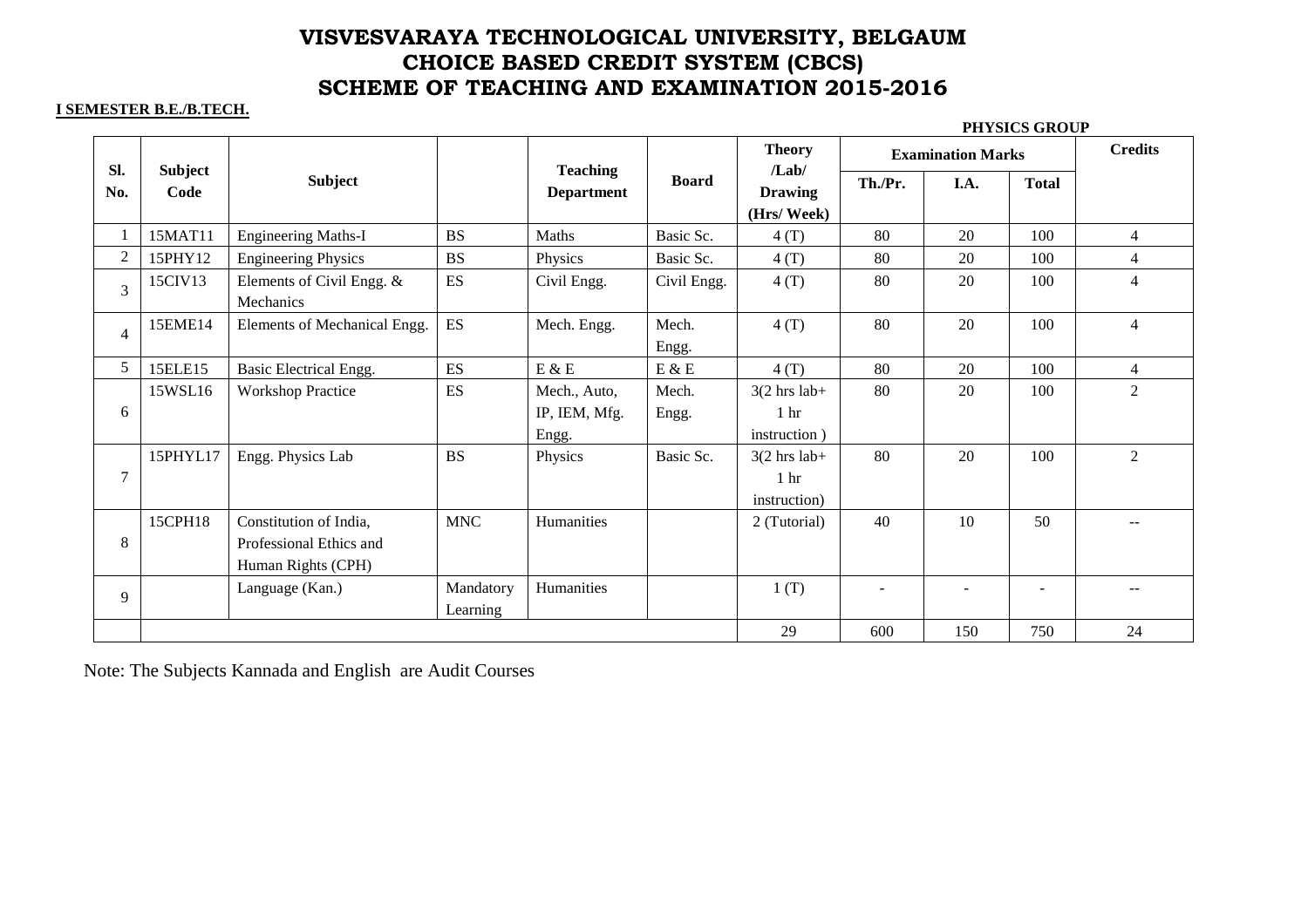# VISVESVARAYA TECHNOLOGICAL UNIVERSITY, BELGAUM
# CHOICE BASED CREDIT SYSTEM (CBCS)
# SCHEME OF TEACHING AND EXAMINATION 2015-2016

**I SEMESTER B.E./B.TECH.**

**PHYSICS GROUP**

| Sl. No. | Subject Code | Subject | | Teaching Department | Board | Theory /Lab/ Drawing (Hrs/ Week) | Examination Marks | | | Credits |
|---|---|---|---|---|---|---|---|---|---|---|
| | | | | | | | Th./Pr. | I.A. | Total | |
| 1 | 15MAT11 | Engineering Maths-I | BS | Maths | Basic Sc. | 4 (T) | 80 | 20 | 100 | 4 |
| 2 | 15PHY12 | Engineering Physics | BS | Physics | Basic Sc. | 4 (T) | 80 | 20 | 100 | 4 |
| 3 | 15CIV13 | Elements of Civil Engg. & Mechanics | ES | Civil Engg. | Civil Engg. | 4 (T) | 80 | 20 | 100 | 4 |
| 4 | 15EME14 | Elements of Mechanical Engg. | ES | Mech. Engg. | Mech. Engg. | 4 (T) | 80 | 20 | 100 | 4 |
| 5 | 15ELE15 | Basic Electrical Engg. | ES | E & E | E & E | 4 (T) | 80 | 20 | 100 | 4 |
| 6 | 15WSL16 | Workshop Practice | ES | Mech., Auto, IP, IEM, Mfg. Engg. | Mech. Engg. | 3(2 hrs lab+ 1 hr instruction ) | 80 | 20 | 100 | 2 |
| 7 | 15PHYL17 | Engg. Physics Lab | BS | Physics | Basic Sc. | 3(2 hrs lab+ 1 hr instruction) | 80 | 20 | 100 | 2 |
| 8 | 15CPH18 | Constitution of India, Professional Ethics and Human Rights (CPH) | MNC | Humanities | | 2 (Tutorial) | 40 | 10 | 50 | -- |
| 9 | | Language (Kan.) | Mandatory Learning | Humanities | | 1 (T) | - | - | - | -- |
| | | | | | | 29 | 600 | 150 | 750 | 24 |

Note: The Subjects Kannada and English are Audit Courses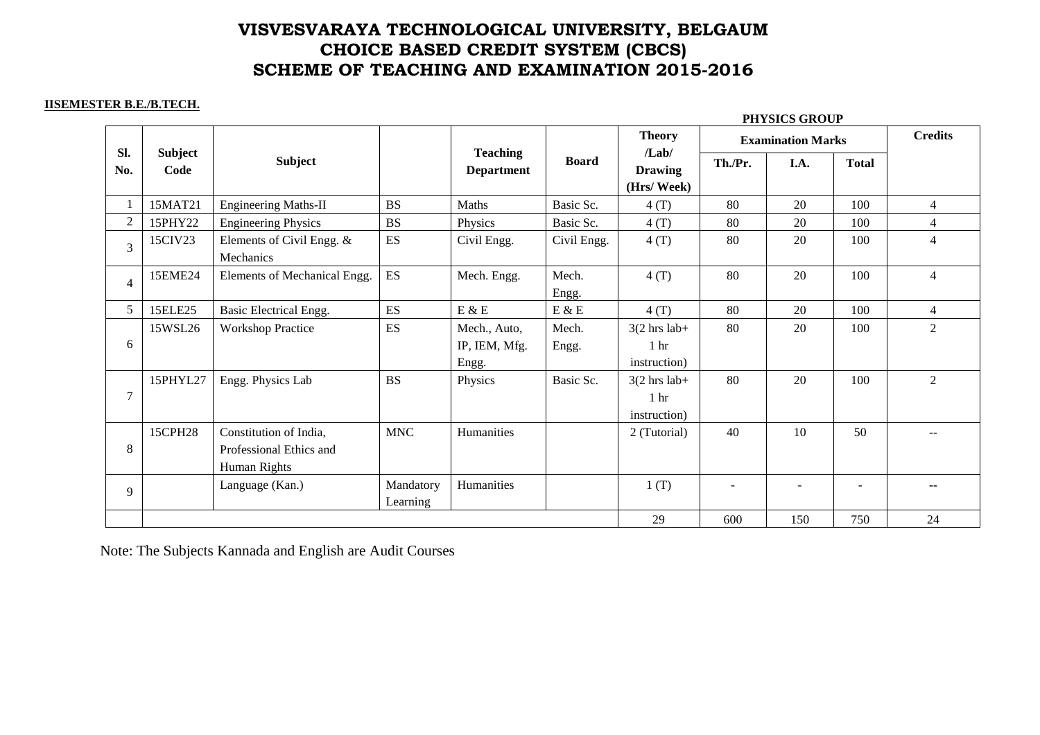# VISVESVARAYA TECHNOLOGICAL UNIVERSITY, BELGAUM
# CHOICE BASED CREDIT SYSTEM (CBCS)
# SCHEME OF TEACHING AND EXAMINATION 2015-2016

**IISEMESTER B.E./B.TECH.**

**PHYSICS GROUP**

| Sl. No. | Subject Code | Subject | | Teaching Department | Board | Theory /Lab/ Drawing (Hrs/ Week) | Examination Marks | | | Credits |
|---|---|---|---|---|---|---|---|---|---|---|
| | | | | | | | Th./Pr. | I.A. | Total | |
| 1 | 15MAT21 | Engineering Maths-II | BS | Maths | Basic Sc. | 4 (T) | 80 | 20 | 100 | 4 |
| 2 | 15PHY22 | Engineering Physics | BS | Physics | Basic Sc. | 4 (T) | 80 | 20 | 100 | 4 |
| 3 | 15CIV23 | Elements of Civil Engg. & Mechanics | ES | Civil Engg. | Civil Engg. | 4 (T) | 80 | 20 | 100 | 4 |
| 4 | 15EME24 | Elements of Mechanical Engg. | ES | Mech. Engg. | Mech. Engg. | 4 (T) | 80 | 20 | 100 | 4 |
| 5 | 15ELE25 | Basic Electrical Engg. | ES | E & E | E & E | 4 (T) | 80 | 20 | 100 | 4 |
| 6 | 15WSL26 | Workshop Practice | ES | Mech., Auto, IP, IEM, Mfg. Engg. | Mech. Engg. | 3(2 hrs lab+ 1 hr instruction) | 80 | 20 | 100 | 2 |
| 7 | 15PHYL27 | Engg. Physics Lab | BS | Physics | Basic Sc. | 3(2 hrs lab+ 1 hr instruction) | 80 | 20 | 100 | 2 |
| 8 | 15CPH28 | Constitution of India, Professional Ethics and Human Rights | MNC | Humanities | | 2 (Tutorial) | 40 | 10 | 50 | -- |
| 9 | | Language (Kan.) | Mandatory Learning | Humanities | | 1 (T) | - | - | - | -- |
| | | | | | | 29 | 600 | 150 | 750 | 24 |

Note: The Subjects Kannada and English are Audit Courses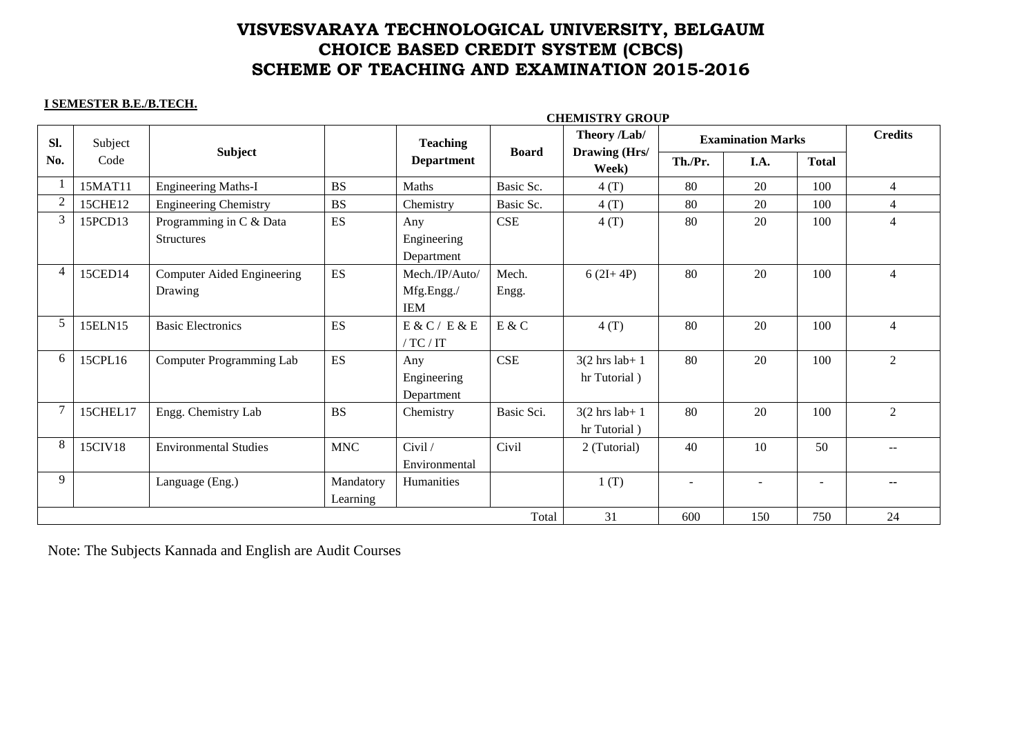# VISVESVARAYA TECHNOLOGICAL UNIVERSITY, BELGAUM
# CHOICE BASED CREDIT SYSTEM (CBCS)
# SCHEME OF TEACHING AND EXAMINATION 2015-2016

**I SEMESTER B.E./B.TECH.**

**CHEMISTRY GROUP**

| Sl. No. | Subject Code | Subject | | Teaching Department | Board | Theory /Lab/ Drawing (Hrs/ Week) | Examination Marks | | | Credits |
|---|---|---|---|---|---|---|---|---|---|---|
| | | | | | | | Th./Pr. | I.A. | Total | |
| 1 | 15MAT11 | Engineering Maths-I | BS | Maths | Basic Sc. | 4 (T) | 80 | 20 | 100 | 4 |
| 2 | 15CHE12 | Engineering Chemistry | BS | Chemistry | Basic Sc. | 4 (T) | 80 | 20 | 100 | 4 |
| 3 | 15PCD13 | Programming in C & Data Structures | ES | Any Engineering Department | CSE | 4 (T) | 80 | 20 | 100 | 4 |
| 4 | 15CED14 | Computer Aided Engineering Drawing | ES | Mech./IP/Auto/ Mfg.Engg./ IEM | Mech. Engg. | 6 (2I+ 4P) | 80 | 20 | 100 | 4 |
| 5 | 15ELN15 | Basic Electronics | ES | E & C / E & E / TC / IT | E & C | 4 (T) | 80 | 20 | 100 | 4 |
| 6 | 15CPL16 | Computer Programming Lab | ES | Any Engineering Department | CSE | 3(2 hrs lab+ 1 hr Tutorial ) | 80 | 20 | 100 | 2 |
| 7 | 15CHEL17 | Engg. Chemistry Lab | BS | Chemistry | Basic Sci. | 3(2 hrs lab+ 1 hr Tutorial ) | 80 | 20 | 100 | 2 |
| 8 | 15CIV18 | Environmental Studies | MNC | Civil / Environmental | Civil | 2 (Tutorial) | 40 | 10 | 50 | -- |
| 9 | | Language (Eng.) | Mandatory Learning | Humanities | | 1 (T) | - | - | - | -- |
| | | | | | Total | 31 | 600 | 150 | 750 | 24 |

Note: The Subjects Kannada and English are Audit Courses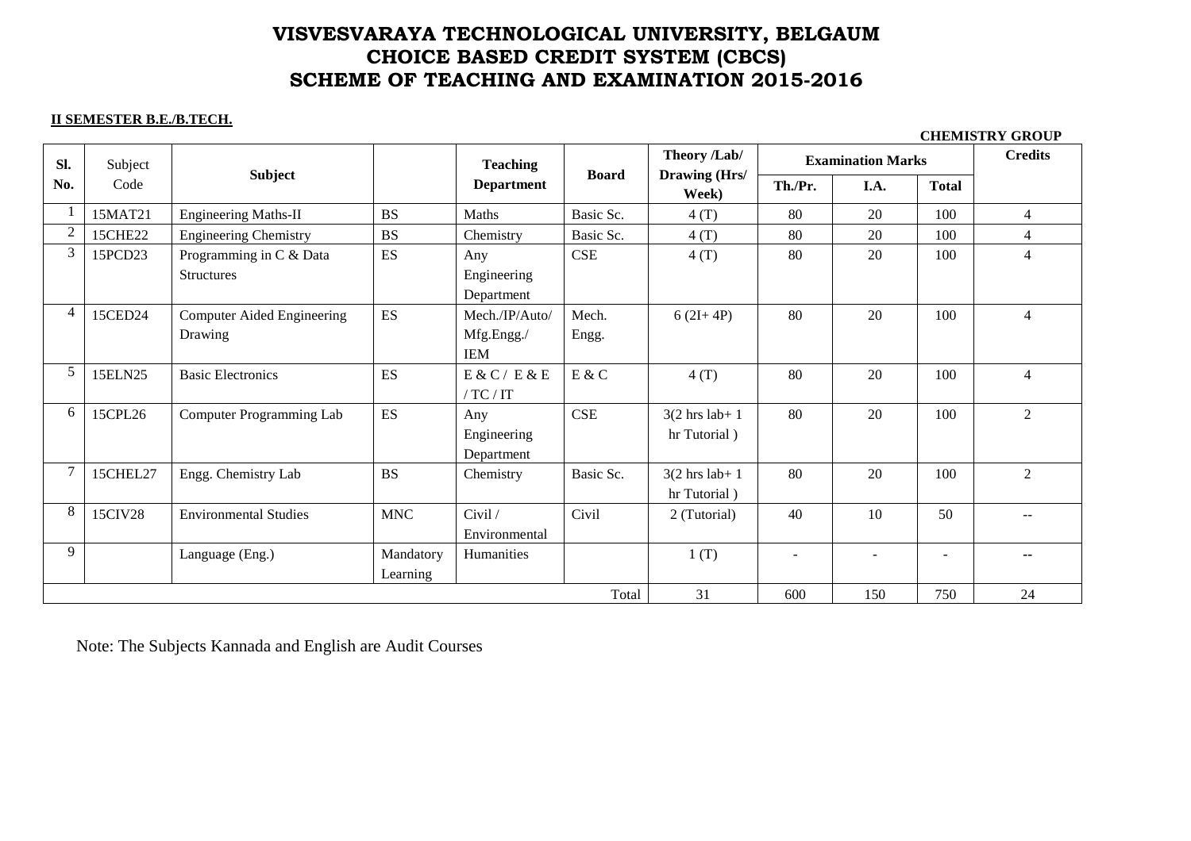# VISVESVARAYA TECHNOLOGICAL UNIVERSITY, BELGAUM
# CHOICE BASED CREDIT SYSTEM (CBCS)
# SCHEME OF TEACHING AND EXAMINATION 2015-2016

**II SEMESTER B.E./B.TECH.**

**CHEMISTRY GROUP**

| Sl. No. | Subject Code | Subject | | Teaching Department | Board | Theory /Lab/ Drawing (Hrs/ Week) | Examination Marks | | | Credits |
|---|---|---|---|---|---|---|---|---|---|---|
| | | | | | | | Th./Pr. | I.A. | Total | |
| 1 | 15MAT21 | Engineering Maths-II | BS | Maths | Basic Sc. | 4 (T) | 80 | 20 | 100 | 4 |
| 2 | 15CHE22 | Engineering Chemistry | BS | Chemistry | Basic Sc. | 4 (T) | 80 | 20 | 100 | 4 |
| 3 | 15PCD23 | Programming in C & Data Structures | ES | Any Engineering Department | CSE | 4 (T) | 80 | 20 | 100 | 4 |
| 4 | 15CED24 | Computer Aided Engineering Drawing | ES | Mech./IP/Auto/ Mfg.Engg./ IEM | Mech. Engg. | 6 (2I+ 4P) | 80 | 20 | 100 | 4 |
| 5 | 15ELN25 | Basic Electronics | ES | E & C / E & E / TC / IT | E & C | 4 (T) | 80 | 20 | 100 | 4 |
| 6 | 15CPL26 | Computer Programming Lab | ES | Any Engineering Department | CSE | 3(2 hrs lab+ 1 hr Tutorial ) | 80 | 20 | 100 | 2 |
| 7 | 15CHEL27 | Engg. Chemistry Lab | BS | Chemistry | Basic Sc. | 3(2 hrs lab+ 1 hr Tutorial ) | 80 | 20 | 100 | 2 |
| 8 | 15CIV28 | Environmental Studies | MNC | Civil / Environmental | Civil | 2 (Tutorial) | 40 | 10 | 50 | -- |
| 9 | | Language (Eng.) | Mandatory Learning | Humanities | | 1 (T) | - | - | - | -- |
| | | | | | Total | 31 | 600 | 150 | 750 | 24 |

Note: The Subjects Kannada and English are Audit Courses